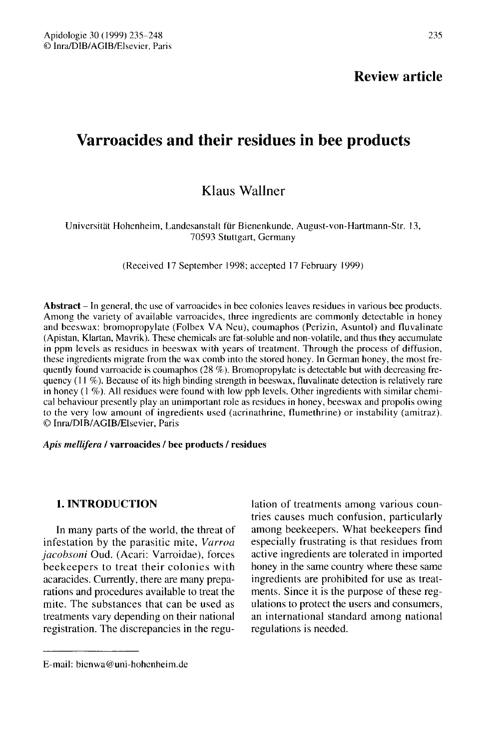**Review article**

# Varroacides and their residues in bee products

Klaus Wallner

Universität Hohenheim, Landesanstalt für Bienenkunde, August-von-Hartmann-Str. 13, 70593 Stuttgart, Germany

(Received 17 September 1998; accepted 17 February 1999)

**Abstract** – In general, the use of varroacides in bee colonies leaves residues in various bee products. Among the variety of available varroacides, three ingredients are commonly detectable in honey and beeswax: bromopropylate (Folbex VA Neu), coumaphos (Perizin, Asuntol) and fluvalinate (Apistan, Klartan, Mavrik). These chemicals are fat-soluble and non-volatile, and thus they accumulate in ppm levels as residues in beeswax with years of treatment. Through the process of diffusion, these ingredients migrate from the wax comb into the stored honey. In German honey, the most frequently found varroacide is coumaphos (28 %). Bromopropylate is detectable but with decreasing frequency (11 %). Because of its high binding strength in beeswax, fluvalinate detection is relatively rare in honey (1 %). All residues were found with low ppb levels. Other ingredients with similar chemical behaviour presently play an unimportant role as residues in honey, beeswax and propolis owing to the very low amount of ingredients used (acrinathrine, flumethrine) or instability (amitraz). © Inra/DIB/AGIB/Elsevier, Paris

***Apis mellifera* / varroacides / bee products / residues**

## 1. INTRODUCTION

In many parts of the world, the threat of infestation by the parasitic mite, *Varroa jacobsoni* Oud. (Acari: Varroidae), forces beekeepers to treat their colonies with acaracides. Currently, there are many preparations and procedures available to treat the mite. The substances that can be used as treatments vary depending on their national registration. The discrepancies in the regulation of treatments among various countries causes much confusion, particularly among beekeepers. What beekeepers find especially frustrating is that residues from active ingredients are tolerated in imported honey in the same country where these same ingredients are prohibited for use as treatments. Since it is the purpose of these regulations to protect the users and consumers, an international standard among national regulations is needed.

E-mail: bienwa@uni-hohenheim.de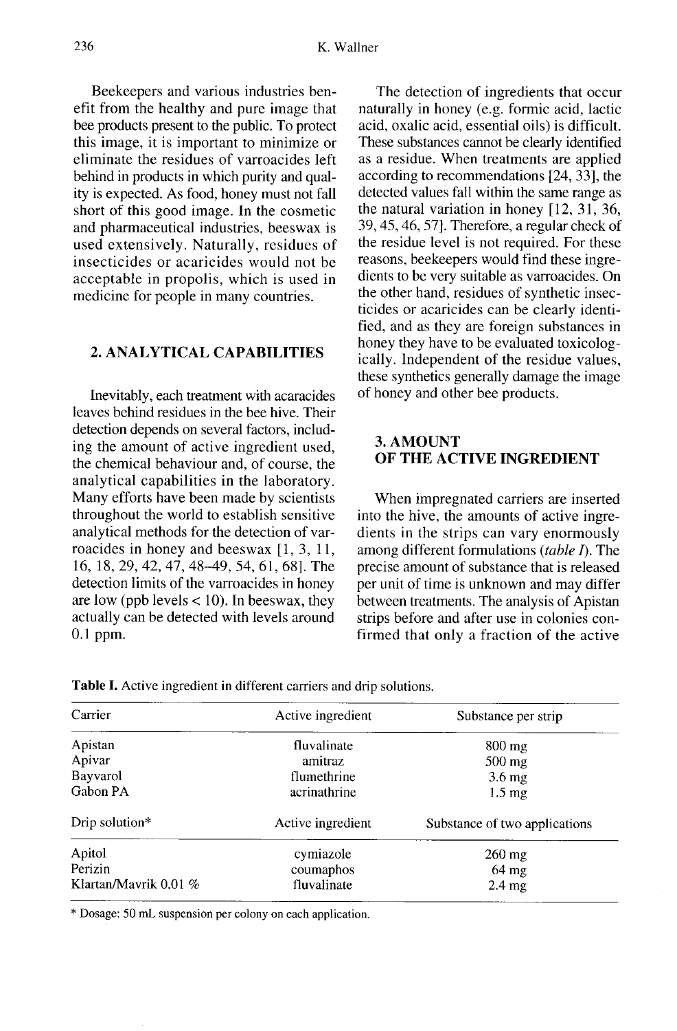Beekeepers and various industries benefit from the healthy and pure image that bee products present to the public. To protect this image, it is important to minimize or eliminate the residues of varroacides left behind in products in which purity and quality is expected. As food, honey must not fall short of this good image. In the cosmetic and pharmaceutical industries, beeswax is used extensively. Naturally, residues of insecticides or acaricides would not be acceptable in propolis, which is used in medicine for people in many countries.

## 2. ANALYTICAL CAPABILITIES

Inevitably, each treatment with acaracides leaves behind residues in the bee hive. Their detection depends on several factors, including the amount of active ingredient used, the chemical behaviour and, of course, the analytical capabilities in the laboratory. Many efforts have been made by scientists throughout the world to establish sensitive analytical methods for the detection of varroacides in honey and beeswax [1, 3, 11, 16, 18, 29, 42, 47, 48–49, 54, 61, 68]. The detection limits of the varroacides in honey are low (ppb levels < 10). In beeswax, they actually can be detected with levels around 0.1 ppm.

The detection of ingredients that occur naturally in honey (e.g. formic acid, lactic acid, oxalic acid, essential oils) is difficult. These substances cannot be clearly identified as a residue. When treatments are applied according to recommendations [24, 33], the detected values fall within the same range as the natural variation in honey [12, 31, 36, 39, 45, 46, 57]. Therefore, a regular check of the residue level is not required. For these reasons, beekeepers would find these ingredients to be very suitable as varroacides. On the other hand, residues of synthetic insecticides or acaricides can be clearly identified, and as they are foreign substances in honey they have to be evaluated toxicologically. Independent of the residue values, these synthetics generally damage the image of honey and other bee products.

## 3. AMOUNT OF THE ACTIVE INGREDIENT

When impregnated carriers are inserted into the hive, the amounts of active ingredients in the strips can vary enormously among different formulations (*table I*). The precise amount of substance that is released per unit of time is unknown and may differ between treatments. The analysis of Apistan strips before and after use in colonies confirmed that only a fraction of the active

**Table I.** Active ingredient in different carriers and drip solutions.

| Carrier | Active ingredient | Substance per strip |
|---|---|---|
| Apistan | fluvalinate | 800 mg |
| Apivar | amitraz | 500 mg |
| Bayvarol | flumethrine | 3.6 mg |
| Gabon PA | acrinathrine | 1.5 mg |
| **Drip solution*** | **Active ingredient** | **Substance of two applications** |
| Apitol | cymiazole | 260 mg |
| Perizin | coumaphos | 64 mg |
| Klartan/Mavrik 0.01 % | fluvalinate | 2.4 mg |

* Dosage: 50 mL suspension per colony on each application.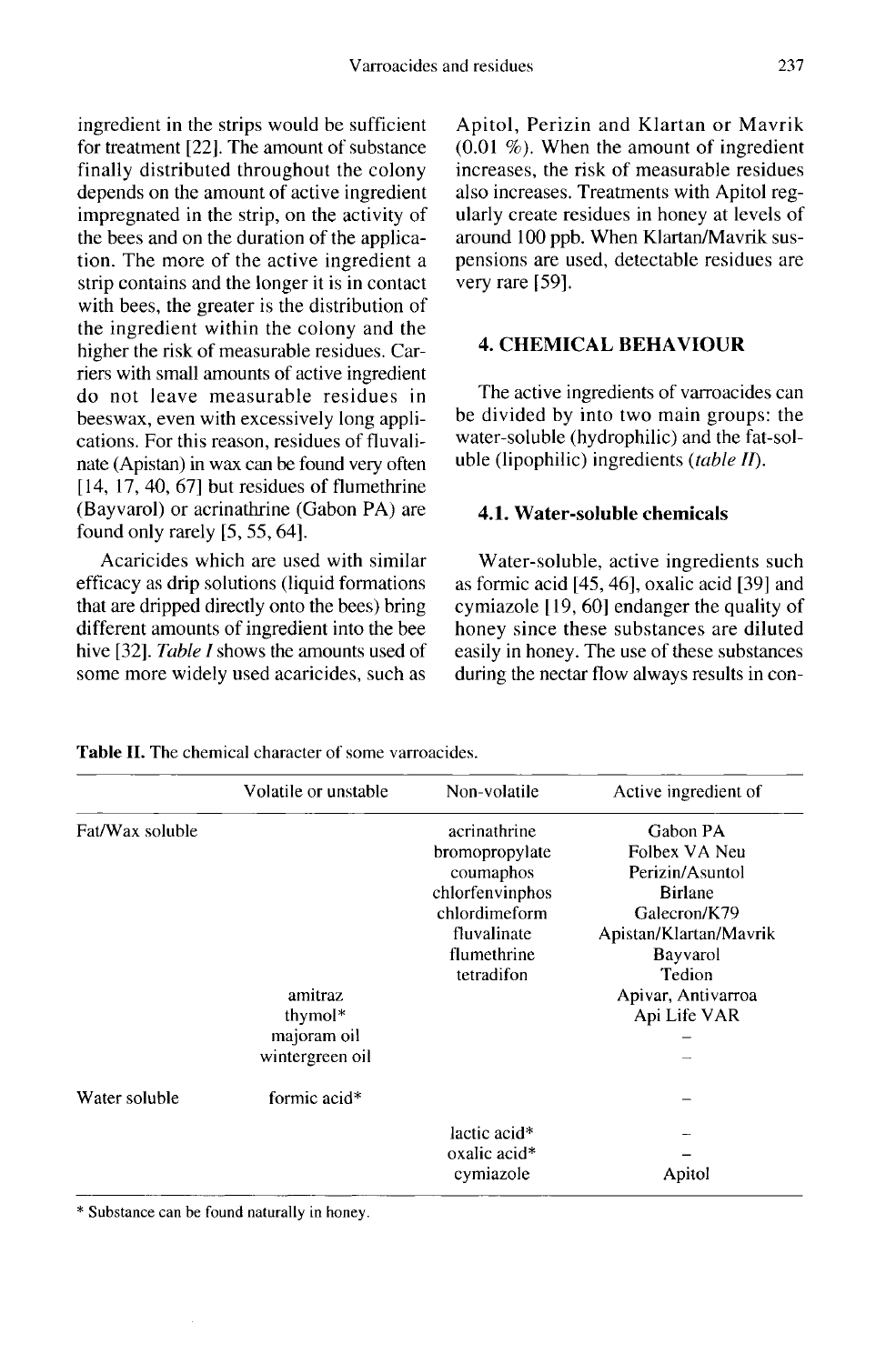ingredient in the strips would be sufficient for treatment [22]. The amount of substance finally distributed throughout the colony depends on the amount of active ingredient impregnated in the strip, on the activity of the bees and on the duration of the application. The more of the active ingredient a strip contains and the longer it is in contact with bees, the greater is the distribution of the ingredient within the colony and the higher the risk of measurable residues. Carriers with small amounts of active ingredient do not leave measurable residues in beeswax, even with excessively long applications. For this reason, residues of fluvalinate (Apistan) in wax can be found very often [14, 17, 40, 67] but residues of flumethrine (Bayvarol) or acrinathrine (Gabon PA) are found only rarely [5, 55, 64].

Acaricides which are used with similar efficacy as drip solutions (liquid formations that are dripped directly onto the bees) bring different amounts of ingredient into the bee hive [32]. *Table I* shows the amounts used of some more widely used acaricides, such as Apitol, Perizin and Klartan or Mavrik (0.01 %). When the amount of ingredient increases, the risk of measurable residues also increases. Treatments with Apitol regularly create residues in honey at levels of around 100 ppb. When Klartan/Mavrik suspensions are used, detectable residues are very rare [59].

## 4. CHEMICAL BEHAVIOUR

The active ingredients of varroacides can be divided by into two main groups: the water-soluble (hydrophilic) and the fat-soluble (lipophilic) ingredients (*table II*).

### 4.1. Water-soluble chemicals

Water-soluble, active ingredients such as formic acid [45, 46], oxalic acid [39] and cymiazole [19, 60] endanger the quality of honey since these substances are diluted easily in honey. The use of these substances during the nectar flow always results in con-

**Table II.** The chemical character of some varroacides.

| | Volatile or unstable | Non-volatile | Active ingredient of |
|---|---|---|---|
| Fat/Wax soluble | | acrinathrine | Gabon PA |
| | | bromopropylate | Folbex VA Neu |
| | | coumaphos | Perizin/Asuntol |
| | | chlorfenvinphos | Birlane |
| | | chlordimeform | Galecron/K79 |
| | | fluvalinate | Apistan/Klartan/Mavrik |
| | | flumethrine | Bayvarol |
| | | tetradifon | Tedion |
| | amitraz | | Apivar, Antivarroa |
| | thymol* | | Api Life VAR |
| | majoram oil | | – |
| | wintergreen oil | | – |
| Water soluble | formic acid* | | – |
| | | lactic acid* | – |
| | | oxalic acid* | – |
| | | cymiazole | Apitol |

\* Substance can be found naturally in honey.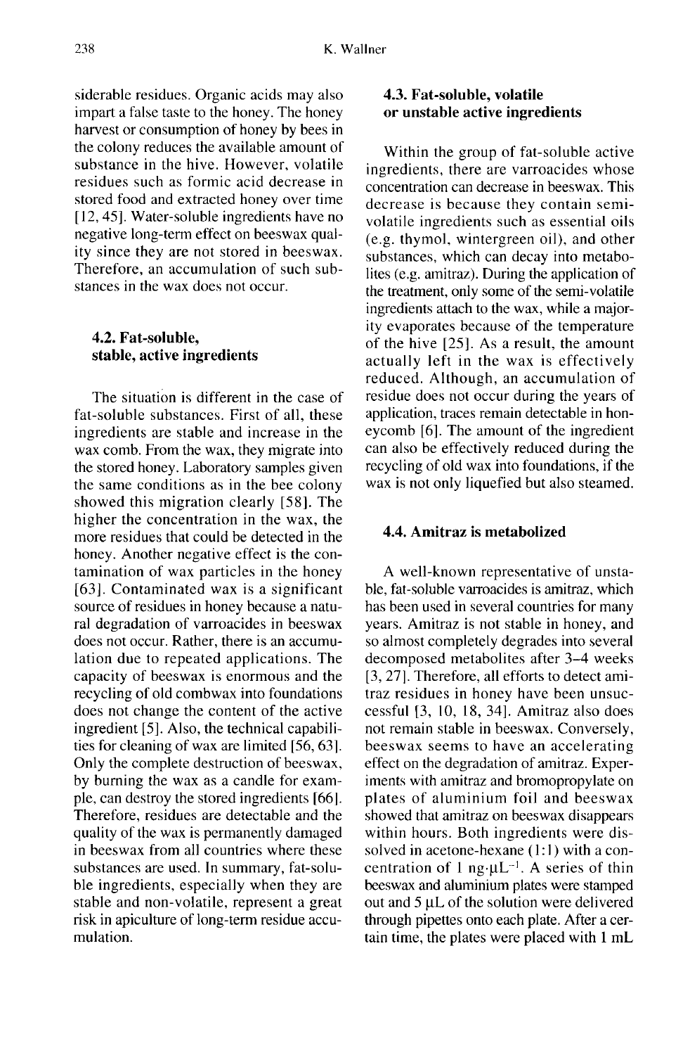siderable residues. Organic acids may also impart a false taste to the honey. The honey harvest or consumption of honey by bees in the colony reduces the available amount of substance in the hive. However, volatile residues such as formic acid decrease in stored food and extracted honey over time [12, 45]. Water-soluble ingredients have no negative long-term effect on beeswax quality since they are not stored in beeswax. Therefore, an accumulation of such substances in the wax does not occur.

### 4.2. Fat-soluble, stable, active ingredients

The situation is different in the case of fat-soluble substances. First of all, these ingredients are stable and increase in the wax comb. From the wax, they migrate into the stored honey. Laboratory samples given the same conditions as in the bee colony showed this migration clearly [58]. The higher the concentration in the wax, the more residues that could be detected in the honey. Another negative effect is the contamination of wax particles in the honey [63]. Contaminated wax is a significant source of residues in honey because a natural degradation of varroacides in beeswax does not occur. Rather, there is an accumulation due to repeated applications. The capacity of beeswax is enormous and the recycling of old combwax into foundations does not change the content of the active ingredient [5]. Also, the technical capabilities for cleaning of wax are limited [56, 63]. Only the complete destruction of beeswax, by burning the wax as a candle for example, can destroy the stored ingredients [66]. Therefore, residues are detectable and the quality of the wax is permanently damaged in beeswax from all countries where these substances are used. In summary, fat-soluble ingredients, especially when they are stable and non-volatile, represent a great risk in apiculture of long-term residue accumulation.

### 4.3. Fat-soluble, volatile or unstable active ingredients

Within the group of fat-soluble active ingredients, there are varroacides whose concentration can decrease in beeswax. This decrease is because they contain semi-volatile ingredients such as essential oils (e.g. thymol, wintergreen oil), and other substances, which can decay into metabolites (e.g. amitraz). During the application of the treatment, only some of the semi-volatile ingredients attach to the wax, while a majority evaporates because of the temperature of the hive [25]. As a result, the amount actually left in the wax is effectively reduced. Although, an accumulation of residue does not occur during the years of application, traces remain detectable in honeycomb [6]. The amount of the ingredient can also be effectively reduced during the recycling of old wax into foundations, if the wax is not only liquefied but also steamed.

### 4.4. Amitraz is metabolized

A well-known representative of unstable, fat-soluble varroacides is amitraz, which has been used in several countries for many years. Amitraz is not stable in honey, and so almost completely degrades into several decomposed metabolites after 3–4 weeks [3, 27]. Therefore, all efforts to detect amitraz residues in honey have been unsuccessful [3, 10, 18, 34]. Amitraz also does not remain stable in beeswax. Conversely, beeswax seems to have an accelerating effect on the degradation of amitraz. Experiments with amitraz and bromopropylate on plates of aluminium foil and beeswax showed that amitraz on beeswax disappears within hours. Both ingredients were dissolved in acetone-hexane (1:1) with a concentration of 1 $ng \cdot \mu L^{-1}$. A series of thin beeswax and aluminium plates were stamped out and 5 μL of the solution were delivered through pipettes onto each plate. After a certain time, the plates were placed with 1 mL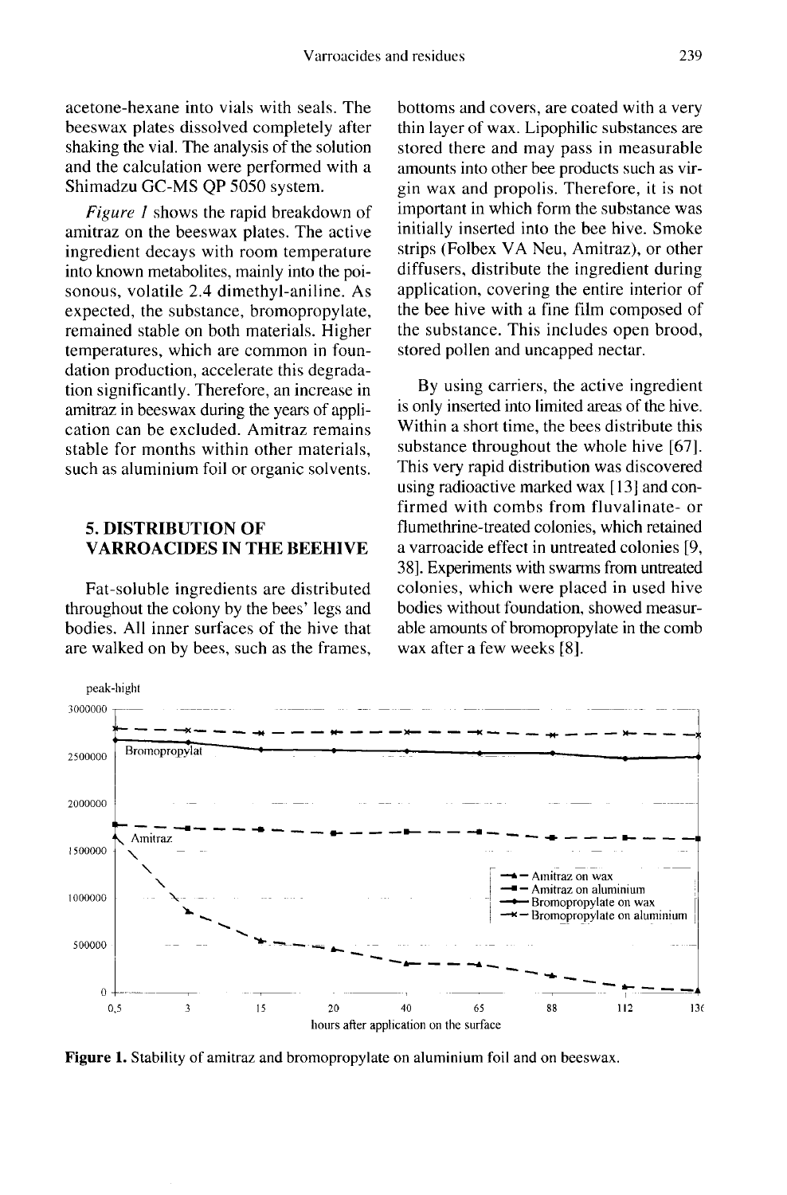acetone-hexane into vials with seals. The beeswax plates dissolved completely after shaking the vial. The analysis of the solution and the calculation were performed with a Shimadzu GC-MS QP 5050 system.

*Figure 1* shows the rapid breakdown of amitraz on the beeswax plates. The active ingredient decays with room temperature into known metabolites, mainly into the poisonous, volatile 2.4 dimethyl-aniline. As expected, the substance, bromopropylate, remained stable on both materials. Higher temperatures, which are common in foundation production, accelerate this degradation significantly. Therefore, an increase in amitraz in beeswax during the years of application can be excluded. Amitraz remains stable for months within other materials, such as aluminium foil or organic solvents.

## 5. DISTRIBUTION OF VARROACIDES IN THE BEEHIVE

Fat-soluble ingredients are distributed throughout the colony by the bees' legs and bodies. All inner surfaces of the hive that are walked on by bees, such as the frames, bottoms and covers, are coated with a very thin layer of wax. Lipophilic substances are stored there and may pass in measurable amounts into other bee products such as virgin wax and propolis. Therefore, it is not important in which form the substance was initially inserted into the bee hive. Smoke strips (Folbex VA Neu, Amitraz), or other diffusers, distribute the ingredient during application, covering the entire interior of the bee hive with a fine film composed of the substance. This includes open brood, stored pollen and uncapped nectar.

By using carriers, the active ingredient is only inserted into limited areas of the hive. Within a short time, the bees distribute this substance throughout the whole hive [67]. This very rapid distribution was discovered using radioactive marked wax [13] and confirmed with combs from fluvalinate- or flumethrine-treated colonies, which retained a varroacide effect in untreated colonies [9, 38]. Experiments with swarms from untreated colonies, which were placed in used hive bodies without foundation, showed measurable amounts of bromopropylate in the comb wax after a few weeks [8].

**Figure 1.** Stability of amitraz and bromopropylate on aluminium foil and on beeswax.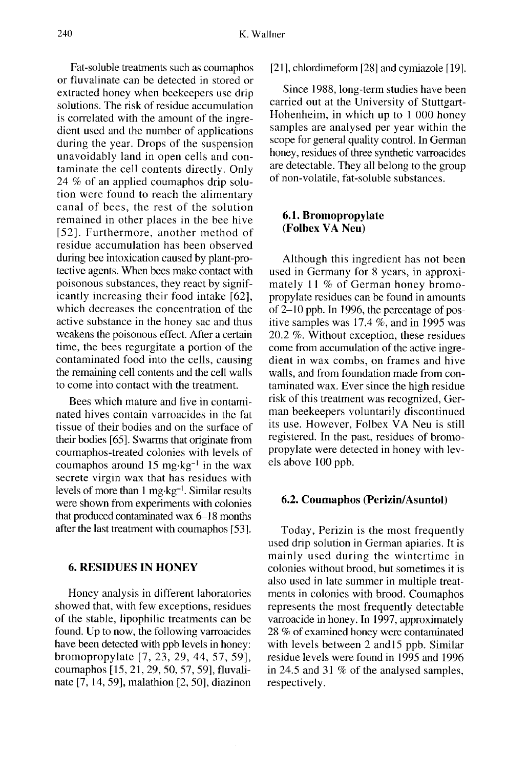Fat-soluble treatments such as coumaphos or fluvalinate can be detected in stored or extracted honey when beekeepers use drip solutions. The risk of residue accumulation is correlated with the amount of the ingredient used and the number of applications during the year. Drops of the suspension unavoidably land in open cells and contaminate the cell contents directly. Only 24 % of an applied coumaphos drip solution were found to reach the alimentary canal of bees, the rest of the solution remained in other places in the bee hive [52]. Furthermore, another method of residue accumulation has been observed during bee intoxication caused by plant-protective agents. When bees make contact with poisonous substances, they react by significantly increasing their food intake [62], which decreases the concentration of the active substance in the honey sac and thus weakens the poisonous effect. After a certain time, the bees regurgitate a portion of the contaminated food into the cells, causing the remaining cell contents and the cell walls to come into contact with the treatment.

Bees which mature and live in contaminated hives contain varroacides in the fat tissue of their bodies and on the surface of their bodies [65]. Swarms that originate from coumaphos-treated colonies with levels of coumaphos around 15 $mg \cdot kg^{-1}$ in the wax secrete virgin wax that has residues with levels of more than 1 $mg \cdot kg^{-1}$. Similar results were shown from experiments with colonies that produced contaminated wax 6–18 months after the last treatment with coumaphos [53].

## 6. RESIDUES IN HONEY

Honey analysis in different laboratories showed that, with few exceptions, residues of the stable, lipophilic treatments can be found. Up to now, the following varroacides have been detected with ppb levels in honey: bromopropylate [7, 23, 29, 44, 57, 59], coumaphos [15, 21, 29, 50, 57, 59], fluvalinate [7, 14, 59], malathion [2, 50], diazinon [21], chlordimeform [28] and cymiazole [19].

Since 1988, long-term studies have been carried out at the University of Stuttgart-Hohenheim, in which up to 1 000 honey samples are analysed per year within the scope for general quality control. In German honey, residues of three synthetic varroacides are detectable. They all belong to the group of non-volatile, fat-soluble substances.

### 6.1. Bromopropylate (Folbex VA Neu)

Although this ingredient has not been used in Germany for 8 years, in approximately 11 % of German honey bromopropylate residues can be found in amounts of 2–10 ppb. In 1996, the percentage of positive samples was 17.4 %, and in 1995 was 20.2 %. Without exception, these residues come from accumulation of the active ingredient in wax combs, on frames and hive walls, and from foundation made from contaminated wax. Ever since the high residue risk of this treatment was recognized, German beekeepers voluntarily discontinued its use. However, Folbex VA Neu is still registered. In the past, residues of bromopropylate were detected in honey with levels above 100 ppb.

### 6.2. Coumaphos (Perizin/Asuntol)

Today, Perizin is the most frequently used drip solution in German apiaries. It is mainly used during the wintertime in colonies without brood, but sometimes it is also used in late summer in multiple treatments in colonies with brood. Coumaphos represents the most frequently detectable varroacide in honey. In 1997, approximately 28 % of examined honey were contaminated with levels between 2 and15 ppb. Similar residue levels were found in 1995 and 1996 in 24.5 and 31 % of the analysed samples, respectively.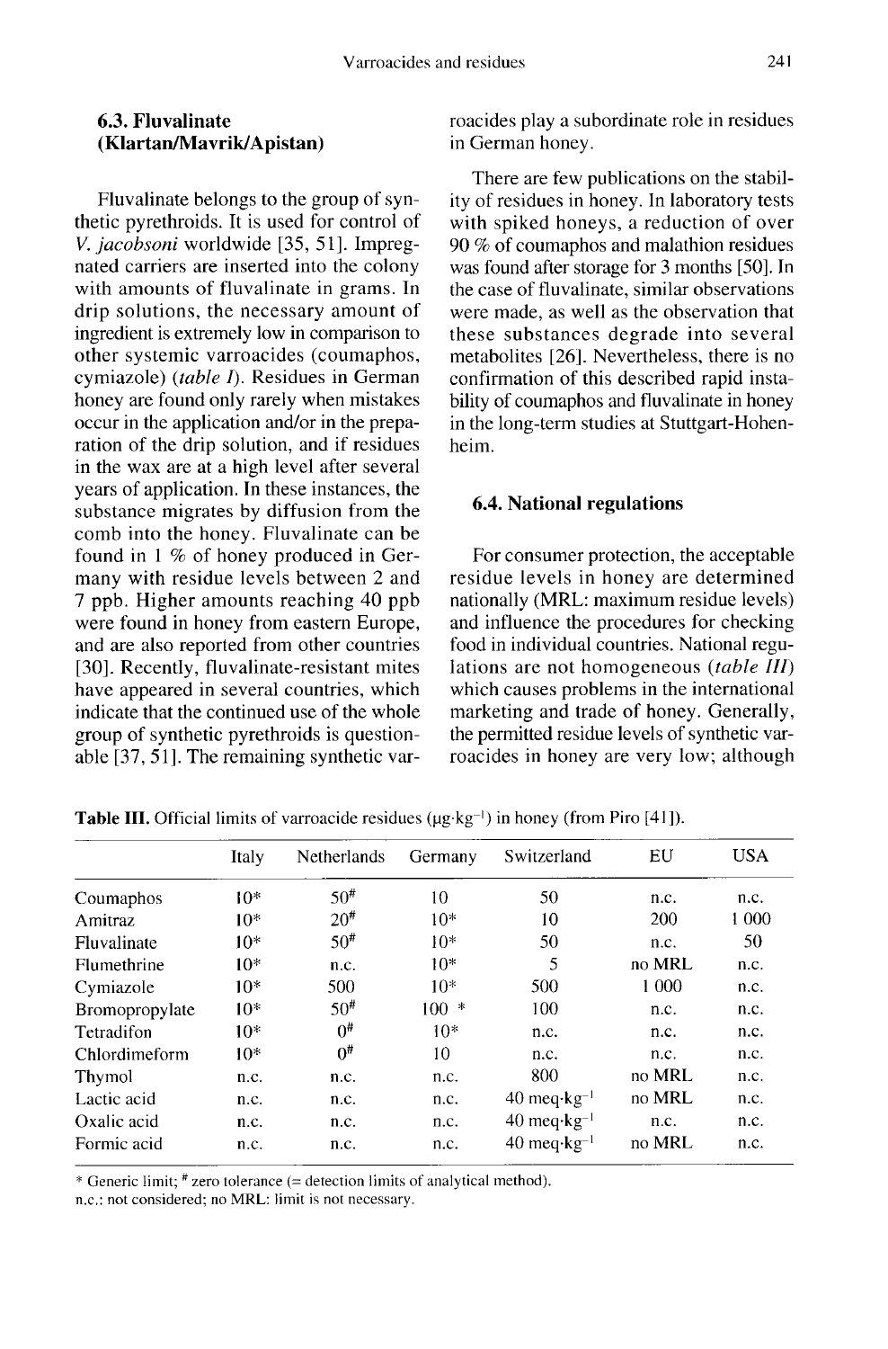### 6.3. Fluvalinate (Klartan/Mavrik/Apistan)

Fluvalinate belongs to the group of synthetic pyrethroids. It is used for control of *V. jacobsoni* worldwide [35, 51]. Impregnated carriers are inserted into the colony with amounts of fluvalinate in grams. In drip solutions, the necessary amount of ingredient is extremely low in comparison to other systemic varroacides (coumaphos, cymiazole) (*table I*). Residues in German honey are found only rarely when mistakes occur in the application and/or in the preparation of the drip solution, and if residues in the wax are at a high level after several years of application. In these instances, the substance migrates by diffusion from the comb into the honey. Fluvalinate can be found in 1 % of honey produced in Germany with residue levels between 2 and 7 ppb. Higher amounts reaching 40 ppb were found in honey from eastern Europe, and are also reported from other countries [30]. Recently, fluvalinate-resistant mites have appeared in several countries, which indicate that the continued use of the whole group of synthetic pyrethroids is questionable [37, 51]. The remaining synthetic varroacides play a subordinate role in residues in German honey.

There are few publications on the stability of residues in honey. In laboratory tests with spiked honeys, a reduction of over 90 % of coumaphos and malathion residues was found after storage for 3 months [50]. In the case of fluvalinate, similar observations were made, as well as the observation that these substances degrade into several metabolites [26]. Nevertheless, there is no confirmation of this described rapid instability of coumaphos and fluvalinate in honey in the long-term studies at Stuttgart-Hohenheim.

### 6.4. National regulations

For consumer protection, the acceptable residue levels in honey are determined nationally (MRL: maximum residue levels) and influence the procedures for checking food in individual countries. National regulations are not homogeneous (*table III*) which causes problems in the international marketing and trade of honey. Generally, the permitted residue levels of synthetic varroacides in honey are very low; although

**Table III.** Official limits of varroacide residues ($\mu g \cdot kg^{-1}$) in honey (from Piro [41]).

| | Italy | Netherlands | Germany | Switzerland | EU | USA |
|---|---|---|---|---|---|---|
| Coumaphos | 10* | 50# | 10 | 50 | n.c. | n.c. |
| Amitraz | 10* | 20# | 10* | 10 | 200 | 1 000 |
| Fluvalinate | 10* | 50# | 10* | 50 | n.c. | 50 |
| Flumethrine | 10* | n.c. | 10* | 5 | no MRL | n.c. |
| Cymiazole | 10* | 500 | 10* | 500 | 1 000 | n.c. |
| Bromopropylate | 10* | 50# | 100 * | 100 | n.c. | n.c. |
| Tetradifon | 10* | 0# | 10* | n.c. | n.c. | n.c. |
| Chlordimeform | 10* | 0# | 10 | n.c. | n.c. | n.c. |
| Thymol | n.c. | n.c. | n.c. | 800 | no MRL | n.c. |
| Lactic acid | n.c. | n.c. | n.c. | 40 $meq \cdot kg^{-1}$ | no MRL | n.c. |
| Oxalic acid | n.c. | n.c. | n.c. | 40 $meq \cdot kg^{-1}$ | n.c. | n.c. |
| Formic acid | n.c. | n.c. | n.c. | 40 $meq \cdot kg^{-1}$ | no MRL | n.c. |

* Generic limit; # zero tolerance (= detection limits of analytical method).
n.c.: not considered; no MRL: limit is not necessary.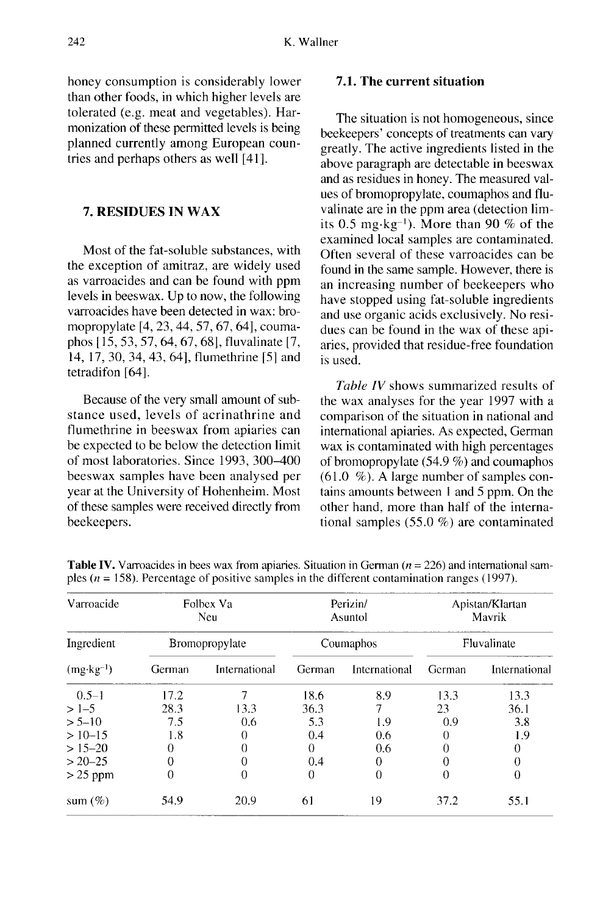honey consumption is considerably lower than other foods, in which higher levels are tolerated (e.g. meat and vegetables). Harmonization of these permitted levels is being planned currently among European countries and perhaps others as well [41].

## 7. RESIDUES IN WAX

Most of the fat-soluble substances, with the exception of amitraz, are widely used as varroacides and can be found with ppm levels in beeswax. Up to now, the following varroacides have been detected in wax: bromopropylate [4, 23, 44, 57, 67, 64], coumaphos [15, 53, 57, 64, 67, 68], fluvalinate [7, 14, 17, 30, 34, 43, 64], flumethrine [5] and tetradifon [64].

Because of the very small amount of substance used, levels of acrinathrine and flumethrine in beeswax from apiaries can be expected to be below the detection limit of most laboratories. Since 1993, 300–400 beeswax samples have been analysed per year at the University of Hohenheim. Most of these samples were received directly from beekeepers.

### 7.1. The current situation

The situation is not homogeneous, since beekeepers' concepts of treatments can vary greatly. The active ingredients listed in the above paragraph are detectable in beeswax and as residues in honey. The measured values of bromopropylate, coumaphos and fluvalinate are in the ppm area (detection limits 0.5 $mg \cdot kg^{-1}$). More than 90 % of the examined local samples are contaminated. Often several of these varroacides can be found in the same sample. However, there is an increasing number of beekeepers who have stopped using fat-soluble ingredients and use organic acids exclusively. No residues can be found in the wax of these apiaries, provided that residue-free foundation is used.

*Table IV* shows summarized results of the wax analyses for the year 1997 with a comparison of the situation in national and international apiaries. As expected, German wax is contaminated with high percentages of bromopropylate (54.9 %) and coumaphos (61.0 %). A large number of samples contains amounts between 1 and 5 ppm. On the other hand, more than half of the international samples (55.0 %) are contaminated

**Table IV.** Varroacides in bees wax from apiaries. Situation in German ($n$ = 226) and international samples ($n$ = 158). Percentage of positive samples in the different contamination ranges (1997).

| Varroacide | Folbex Va Neu | | Perizin/ Asuntol | | Apistan/Klartan Mavrik | |
|---|---|---|---|---|---|---|
| Ingredient | Bromopropylate | | Coumaphos | | Fluvalinate | |
| ($mg \cdot kg^{-1}$) | German | International | German | International | German | International |
| 0.5–1 | 17.2 | 7 | 18.6 | 8.9 | 13.3 | 13.3 |
| > 1–5 | 28.3 | 13.3 | 36.3 | 7 | 23 | 36.1 |
| > 5–10 | 7.5 | 0.6 | 5.3 | 1.9 | 0.9 | 3.8 |
| > 10–15 | 1.8 | 0 | 0.4 | 0.6 | 0 | 1.9 |
| > 15–20 | 0 | 0 | 0 | 0.6 | 0 | 0 |
| > 20–25 | 0 | 0 | 0.4 | 0 | 0 | 0 |
| > 25 ppm | 0 | 0 | 0 | 0 | 0 | 0 |
| sum (%) | 54.9 | 20.9 | 61 | 19 | 37.2 | 55.1 |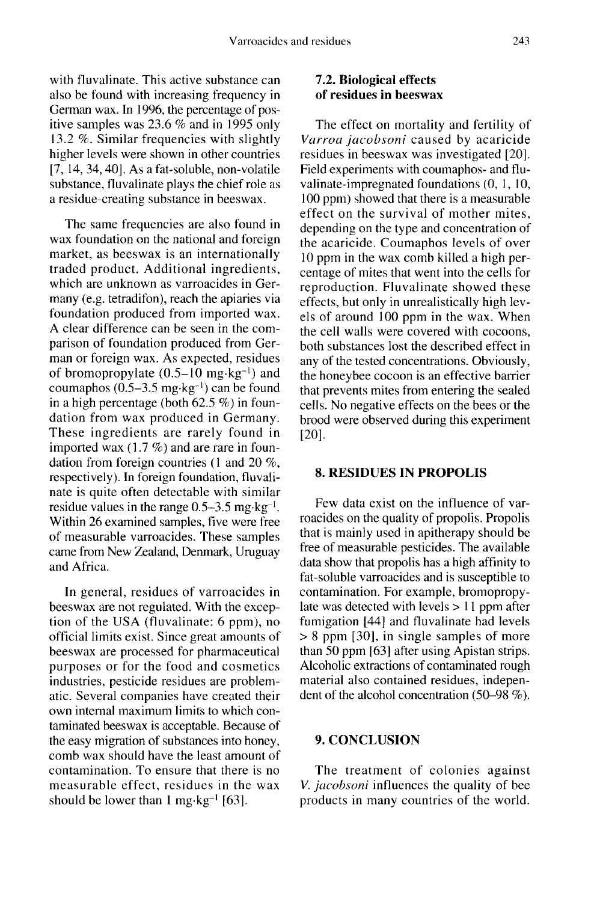with fluvalinate. This active substance can also be found with increasing frequency in German wax. In 1996, the percentage of positive samples was 23.6 % and in 1995 only 13.2 %. Similar frequencies with slightly higher levels were shown in other countries [7, 14, 34, 40]. As a fat-soluble, non-volatile substance, fluvalinate plays the chief role as a residue-creating substance in beeswax.

The same frequencies are also found in wax foundation on the national and foreign market, as beeswax is an internationally traded product. Additional ingredients, which are unknown as varroacides in Germany (e.g. tetradifon), reach the apiaries via foundation produced from imported wax. A clear difference can be seen in the comparison of foundation produced from German or foreign wax. As expected, residues of bromopropylate (0.5–10 $mg \cdot kg^{-1}$) and coumaphos (0.5–3.5 $mg \cdot kg^{-1}$) can be found in a high percentage (both 62.5 %) in foundation from wax produced in Germany. These ingredients are rarely found in imported wax (1.7 %) and are rare in foundation from foreign countries (1 and 20 %, respectively). In foreign foundation, fluvalinate is quite often detectable with similar residue values in the range 0.5–3.5 $mg \cdot kg^{-1}$. Within 26 examined samples, five were free of measurable varroacides. These samples came from New Zealand, Denmark, Uruguay and Africa.

In general, residues of varroacides in beeswax are not regulated. With the exception of the USA (fluvalinate: 6 ppm), no official limits exist. Since great amounts of beeswax are processed for pharmaceutical purposes or for the food and cosmetics industries, pesticide residues are problematic. Several companies have created their own internal maximum limits to which contaminated beeswax is acceptable. Because of the easy migration of substances into honey, comb wax should have the least amount of contamination. To ensure that there is no measurable effect, residues in the wax should be lower than 1 $mg \cdot kg^{-1}$ [63].

### 7.2. Biological effects of residues in beeswax

The effect on mortality and fertility of *Varroa jacobsoni* caused by acaricide residues in beeswax was investigated [20]. Field experiments with coumaphos- and fluvalinate-impregnated foundations (0, 1, 10, 100 ppm) showed that there is a measurable effect on the survival of mother mites, depending on the type and concentration of the acaricide. Coumaphos levels of over 10 ppm in the wax comb killed a high percentage of mites that went into the cells for reproduction. Fluvalinate showed these effects, but only in unrealistically high levels of around 100 ppm in the wax. When the cell walls were covered with cocoons, both substances lost the described effect in any of the tested concentrations. Obviously, the honeybee cocoon is an effective barrier that prevents mites from entering the sealed cells. No negative effects on the bees or the brood were observed during this experiment [20].

## 8. RESIDUES IN PROPOLIS

Few data exist on the influence of varroacides on the quality of propolis. Propolis that is mainly used in apitherapy should be free of measurable pesticides. The available data show that propolis has a high affinity to fat-soluble varroacides and is susceptible to contamination. For example, bromopropylate was detected with levels > 11 ppm after fumigation [44] and fluvalinate had levels > 8 ppm [30], in single samples of more than 50 ppm [63] after using Apistan strips. Alcoholic extractions of contaminated rough material also contained residues, independent of the alcohol concentration (50–98 %).

## 9. CONCLUSION

The treatment of colonies against *V. jacobsoni* influences the quality of bee products in many countries of the world.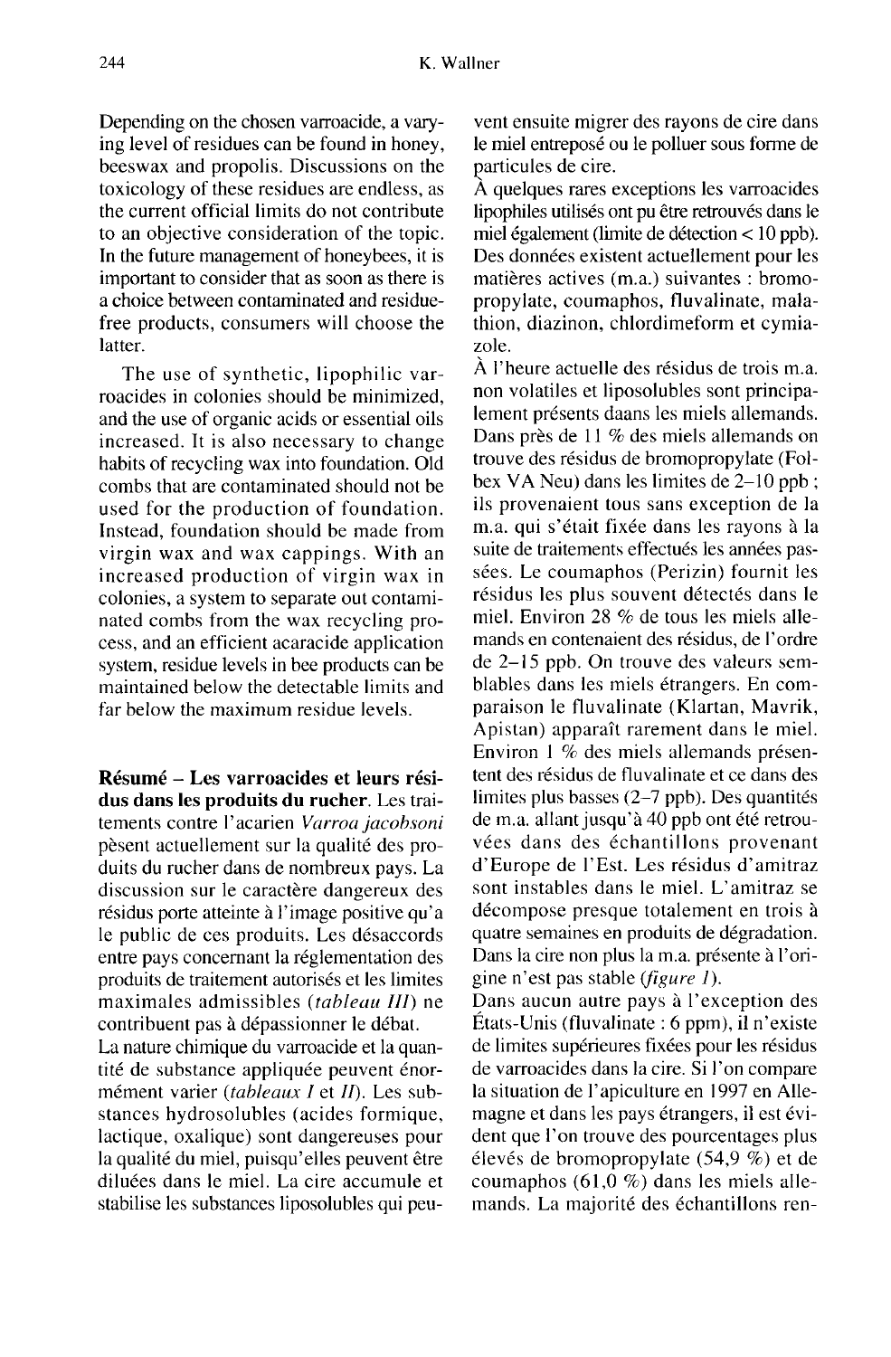Depending on the chosen varroacide, a varying level of residues can be found in honey, beeswax and propolis. Discussions on the toxicology of these residues are endless, as the current official limits do not contribute to an objective consideration of the topic. In the future management of honeybees, it is important to consider that as soon as there is a choice between contaminated and residue-free products, consumers will choose the latter.

The use of synthetic, lipophilic varroacides in colonies should be minimized, and the use of organic acids or essential oils increased. It is also necessary to change habits of recycling wax into foundation. Old combs that are contaminated should not be used for the production of foundation. Instead, foundation should be made from virgin wax and wax cappings. With an increased production of virgin wax in colonies, a system to separate out contaminated combs from the wax recycling process, and an efficient acaracide application system, residue levels in bee products can be maintained below the detectable limits and far below the maximum residue levels.

**Résumé – Les varroacides et leurs résidus dans les produits du rucher**. Les traitements contre l'acarien *Varroa jacobsoni* pèsent actuellement sur la qualité des produits du rucher dans de nombreux pays. La discussion sur le caractère dangereux des résidus porte atteinte à l'image positive qu'a le public de ces produits. Les désaccords entre pays concernant la réglementation des produits de traitement autorisés et les limites maximales admissibles (*tableau III*) ne contribuent pas à dépassionner le débat.

La nature chimique du varroacide et la quantité de substance appliquée peuvent énormément varier (*tableaux I* et *II*). Les substances hydrosolubles (acides formique, lactique, oxalique) sont dangereuses pour la qualité du miel, puisqu'elles peuvent être diluées dans le miel. La cire accumule et stabilise les substances liposolubles qui peuvent ensuite migrer des rayons de cire dans le miel entreposé ou le polluer sous forme de particules de cire.

À quelques rares exceptions les varroacides lipophiles utilisés ont pu être retrouvés dans le miel également (limite de détection < 10 ppb). Des données existent actuellement pour les matières actives (m.a.) suivantes : bromopropylate, coumaphos, fluvalinate, malathion, diazinon, chlordimeform et cymiazole.

À l'heure actuelle des résidus de trois m.a. non volatiles et liposolubles sont principalement présents daans les miels allemands. Dans près de 11 % des miels allemands on trouve des résidus de bromopropylate (Folbex VA Neu) dans les limites de 2–10 ppb ; ils provenaient tous sans exception de la m.a. qui s'était fixée dans les rayons à la suite de traitements effectués les années passées. Le coumaphos (Perizin) fournit les résidus les plus souvent détectés dans le miel. Environ 28 % de tous les miels allemands en contenaient des résidus, de l'ordre de 2–15 ppb. On trouve des valeurs semblables dans les miels étrangers. En comparaison le fluvalinate (Klartan, Mavrik, Apistan) apparaît rarement dans le miel. Environ 1 % des miels allemands présentent des résidus de fluvalinate et ce dans des limites plus basses (2–7 ppb). Des quantités de m.a. allant jusqu'à 40 ppb ont été retrouvées dans des échantillons provenant d'Europe de l'Est. Les résidus d'amitraz sont instables dans le miel. L'amitraz se décompose presque totalement en trois à quatre semaines en produits de dégradation. Dans la cire non plus la m.a. présente à l'origine n'est pas stable (*figure 1*).

Dans aucun autre pays à l'exception des États-Unis (fluvalinate : 6 ppm), il n'existe de limites supérieures fixées pour les résidus de varroacides dans la cire. Si l'on compare la situation de l'apiculture en 1997 en Allemagne et dans les pays étrangers, il est évident que l'on trouve des pourcentages plus élevés de bromopropylate (54,9 %) et de coumaphos (61,0 %) dans les miels allemands. La majorité des échantillons ren-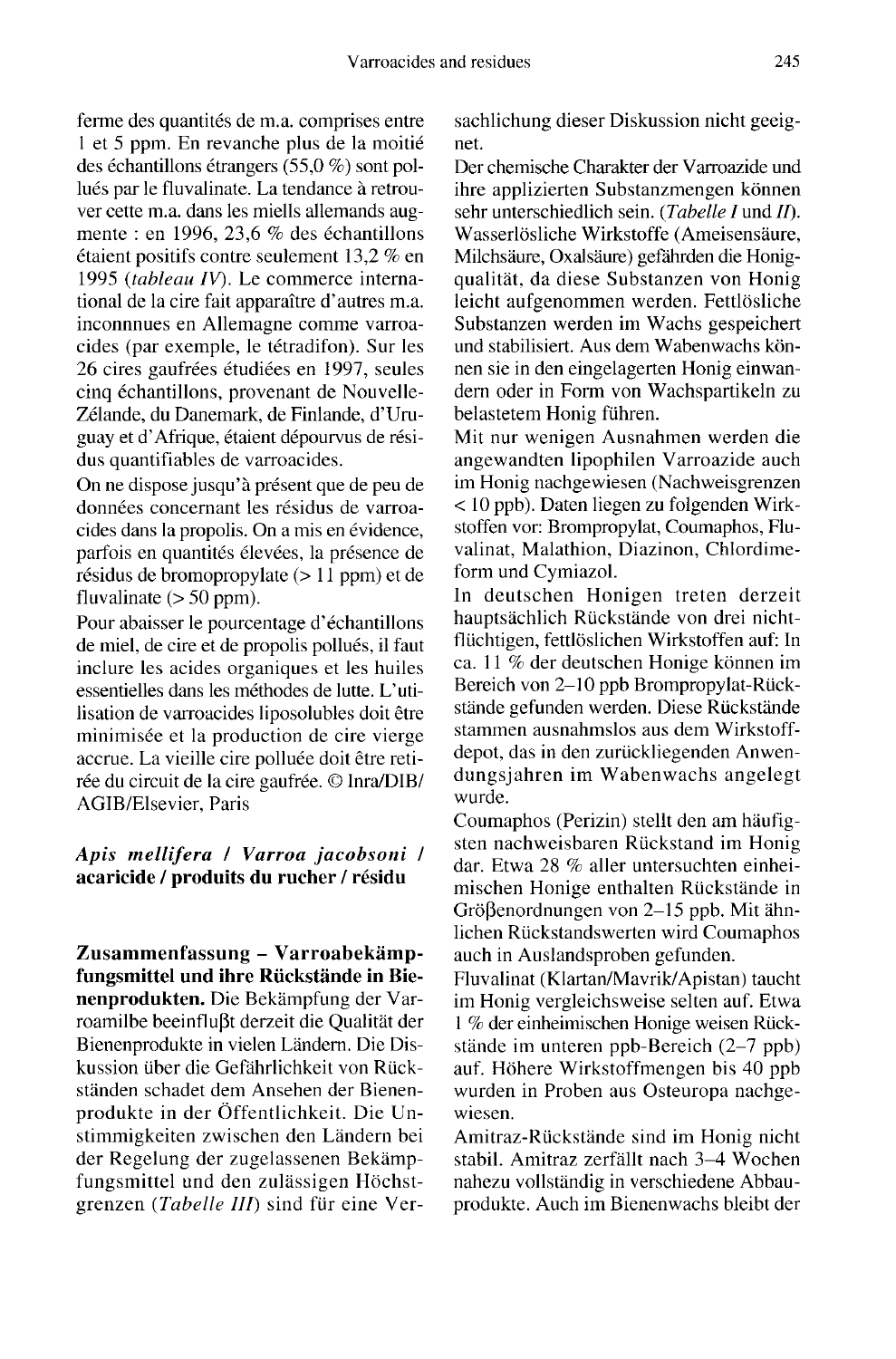ferme des quantités de m.a. comprises entre 1 et 5 ppm. En revanche plus de la moitié des échantillons étrangers (55,0 %) sont pollués par le fluvalinate. La tendance à retrouver cette m.a. dans les miells allemands augmente : en 1996, 23,6 % des échantillons étaient positifs contre seulement 13,2 % en 1995 (*tableau IV*). Le commerce international de la cire fait apparaître d'autres m.a. inconnnues en Allemagne comme varroacides (par exemple, le tétradifon). Sur les 26 cires gaufrées étudiées en 1997, seules cinq échantillons, provenant de Nouvelle-Zélande, du Danemark, de Finlande, d'Uruguay et d'Afrique, étaient dépourvus de résidus quantifiables de varroacides.

On ne dispose jusqu'à présent que de peu de données concernant les résidus de varroacides dans la propolis. On a mis en évidence, parfois en quantités élevées, la présence de résidus de bromopropylate (> 11 ppm) et de fluvalinate (> 50 ppm).

Pour abaisser le pourcentage d'échantillons de miel, de cire et de propolis pollués, il faut inclure les acides organiques et les huiles essentielles dans les méthodes de lutte. L'utilisation de varroacides liposolubles doit être minimisée et la production de cire vierge accrue. La vieille cire polluée doit être retirée du circuit de la cire gaufrée. © Inra/DIB/AGIB/Elsevier, Paris

***Apis mellifera* / *Varroa jacobsoni* / acaricide / produits du rucher / résidu**

**Zusammenfassung – Varroabekämpfungsmittel und ihre Rückstände in Bienenprodukten.** Die Bekämpfung der Varroamilbe beeinflußt derzeit die Qualität der Bienenprodukte in vielen Ländern. Die Diskussion über die Gefährlichkeit von Rückständen schadet dem Ansehen der Bienenprodukte in der Öffentlichkeit. Die Unstimmigkeiten zwischen den Ländern bei der Regelung der zugelassenen Bekämpfungsmittel und den zulässigen Höchstgrenzen (*Tabelle III*) sind für eine Versachlichung dieser Diskussion nicht geeignet.

Der chemische Charakter der Varroazide und ihre applizierten Substanzmengen können sehr unterschiedlich sein. (*Tabelle I* und *II*). Wasserlösliche Wirkstoffe (Ameisensäure, Milchsäure, Oxalsäure) gefährden die Honigqualität, da diese Substanzen von Honig leicht aufgenommen werden. Fettlösliche Substanzen werden im Wachs gespeichert und stabilisiert. Aus dem Wabenwachs können sie in den eingelagerten Honig einwandern oder in Form von Wachspartikeln zu belastetem Honig führen.

Mit nur wenigen Ausnahmen werden die angewandten lipophilen Varroazide auch im Honig nachgewiesen (Nachweisgrenzen < 10 ppb). Daten liegen zu folgenden Wirkstoffen vor: Brompropylat, Coumaphos, Fluvalinat, Malathion, Diazinon, Chlordimeform und Cymiazol.

In deutschen Honigen treten derzeit hauptsächlich Rückstände von drei nichtflüchtigen, fettlöslichen Wirkstoffen auf: In ca. 11 % der deutschen Honige können im Bereich von 2–10 ppb Brompropylat-Rückstände gefunden werden. Diese Rückstände stammen ausnahmslos aus dem Wirkstoffdepot, das in den zurückliegenden Anwendungsjahren im Wabenwachs angelegt wurde.

Coumaphos (Perizin) stellt den am häufigsten nachweisbaren Rückstand im Honig dar. Etwa 28 % aller untersuchten einheimischen Honige enthalten Rückstände in Größenordnungen von 2–15 ppb. Mit ähnlichen Rückstandswerten wird Coumaphos auch in Auslandsproben gefunden.

Fluvalinat (Klartan/Mavrik/Apistan) taucht im Honig vergleichsweise selten auf. Etwa 1 % der einheimischen Honige weisen Rückstände im unteren ppb-Bereich (2–7 ppb) auf. Höhere Wirkstoffmengen bis 40 ppb wurden in Proben aus Osteuropa nachgewiesen.

Amitraz-Rückstände sind im Honig nicht stabil. Amitraz zerfällt nach 3–4 Wochen nahezu vollständig in verschiedene Abbauprodukte. Auch im Bienenwachs bleibt der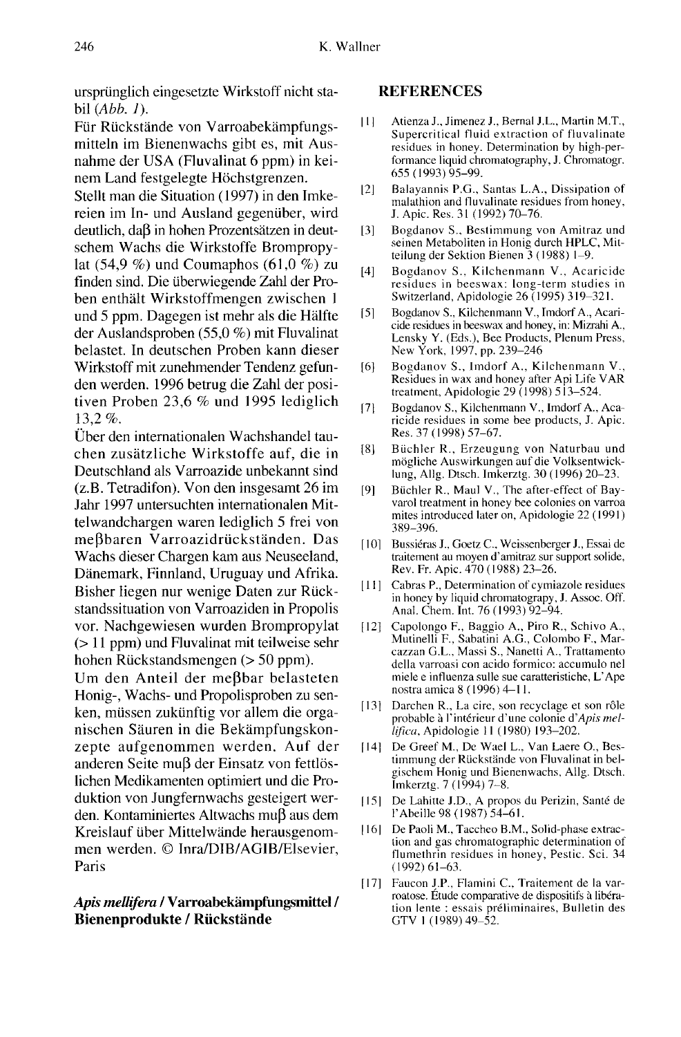ursprünglich eingesetzte Wirkstoff nicht stabil (*Abb. 1*).

Für Rückstände von Varroabekämpfungsmitteln im Bienenwachs gibt es, mit Ausnahme der USA (Fluvalinat 6 ppm) in keinem Land festgelegte Höchstgrenzen.

Stellt man die Situation (1997) in den Imkereien im In- und Ausland gegenüber, wird deutlich, daβ in hohen Prozentsätzen in deutschem Wachs die Wirkstoffe Brompropylat (54,9 %) und Coumaphos (61,0 %) zu finden sind. Die überwiegende Zahl der Proben enthält Wirkstoffmengen zwischen 1 und 5 ppm. Dagegen ist mehr als die Hälfte der Auslandsproben (55,0 %) mit Fluvalinat belastet. In deutschen Proben kann dieser Wirkstoff mit zunehmender Tendenz gefunden werden. 1996 betrug die Zahl der positiven Proben 23,6 % und 1995 lediglich 13,2 %.

Über den internationalen Wachshandel tauchen zusätzliche Wirkstoffe auf, die in Deutschland als Varroazide unbekannt sind (z.B. Tetradifon). Von den insgesamt 26 im Jahr 1997 untersuchten internationalen Mittelwandchargen waren lediglich 5 frei von meβbaren Varroazidrückständen. Das Wachs dieser Chargen kam aus Neuseeland, Dänemark, Finnland, Uruguay und Afrika. Bisher liegen nur wenige Daten zur Rückstandssituation von Varroaziden in Propolis vor. Nachgewiesen wurden Brompropylat (> 11 ppm) und Fluvalinat mit teilweise sehr hohen Rückstandsmengen (> 50 ppm).

Um den Anteil der meβbar belasteten Honig-, Wachs- und Propolisproben zu senken, müssen zukünftig vor allem die organischen Säuren in die Bekämpfungskonzepte aufgenommen werden. Auf der anderen Seite muβ der Einsatz von fettlöslichen Medikamenten optimiert und die Produktion von Jungfernwachs gesteigert werden. Kontaminiertes Altwachs muβ aus dem Kreislauf über Mittelwände herausgenommen werden. © Inra/DIB/AGIB/Elsevier, Paris

***Apis mellifera* / Varroabekämpfungsmittel / Bienenprodukte / Rückstände**

## REFERENCES

[1] Atienza J., Jimenez J., Bernal J.L., Martin M.T., Supercritical fluid extraction of fluvalinate residues in honey. Determination by high-performance liquid chromatography, J. Chromatogr. 655 (1993) 95–99.

[2] Balayannis P.G., Santas L.A., Dissipation of malathion and fluvalinate residues from honey, J. Apic. Res. 31 (1992) 70–76.

[3] Bogdanov S., Bestimmung von Amitraz und seinen Metaboliten in Honig durch HPLC, Mitteilung der Sektion Bienen 3 (1988) 1–9.

[4] Bogdanov S., Kilchenmann V., Acaricide residues in beeswax: long-term studies in Switzerland, Apidologie 26 (1995) 319–321.

[5] Bogdanov S., Kilchenmann V., Imdorf A., Acaricide residues in beeswax and honey, in: Mizrahi A., Lensky Y. (Eds.), Bee Products, Plenum Press, New York, 1997, pp. 239–246

[6] Bogdanov S., Imdorf A., Kilchenmann V., Residues in wax and honey after Api Life VAR treatment, Apidologie 29 (1998) 513–524.

[7] Bogdanov S., Kilchenmann V., Imdorf A., Acaricide residues in some bee products, J. Apic. Res. 37 (1998) 57–67.

[8] Büchler R., Erzeugung von Naturbau und mögliche Auswirkungen auf die Volksentwicklung, Allg. Dtsch. Imkerztg. 30 (1996) 20–23.

[9] Büchler R., Maul V., The after-effect of Bayvarol treatment in honey bee colonies on varroa mites introduced later on, Apidologie 22 (1991) 389–396.

[10] Bussiéras J., Goetz C., Weissenberger J., Essai de traitement au moyen d'amitraz sur support solide, Rev. Fr. Apic. 470 (1988) 23–26.

[11] Cabras P., Determination of cymiazole residues in honey by liquid chromatograpy, J. Assoc. Off. Anal. Chem. Int. 76 (1993) 92–94.

[12] Capolongo F., Baggio A., Piro R., Schivo A., Mutinelli F., Sabatini A.G., Colombo F., Marcazzan G.L., Massi S., Nanetti A., Trattamento della varroasi con acido formico: accumulo nel miele e influenza sulle sue caratteristiche, L'Ape nostra amica 8 (1996) 4–11.

[13] Darchen R., La cire, son recyclage et son rôle probable à l'intérieur d'une colonie d'*Apis mellifica*, Apidologie 11 (1980) 193–202.

[14] De Greef M., De Wael L., Van Laere O., Bestimmung der Rückstände von Fluvalinat in belgischem Honig und Bienenwachs, Allg. Dtsch. Imkerztg. 7 (1994) 7–8.

[15] De Lahitte J.D., A propos du Perizin, Santé de l'Abeille 98 (1987) 54–61.

[16] De Paoli M., Taccheo B.M., Solid-phase extraction and gas chromatographic determination of flumethrin residues in honey, Pestic. Sci. 34 (1992) 61–63.

[17] Faucon J.P., Flamini C., Traitement de la varroatose. Étude comparative de dispositifs à libération lente : essais préliminaires, Bulletin des GTV 1 (1989) 49–52.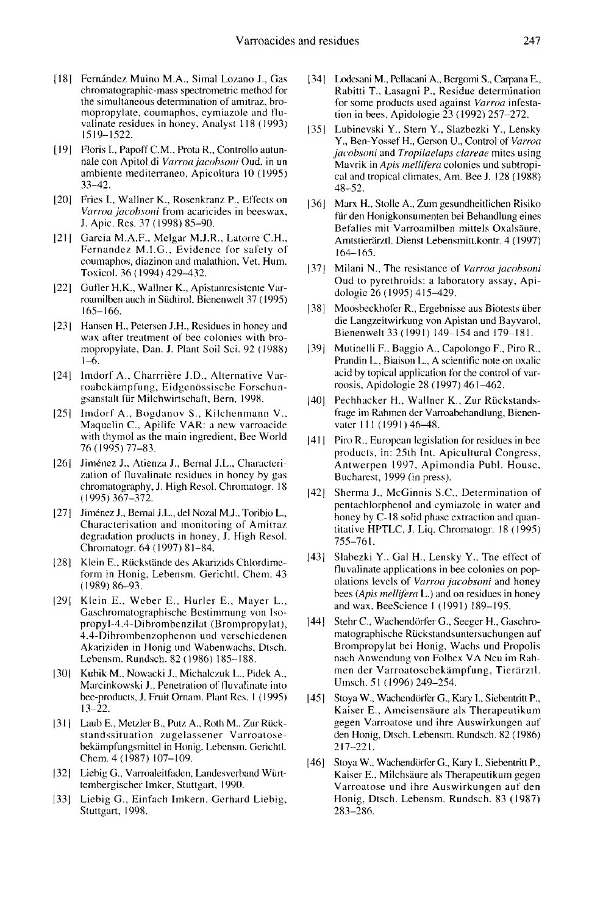[18] Fernández Muino M.A., Simal Lozano J., Gas chromatographic-mass spectrometric method for the simultaneous determination of amitraz, bromopropylate, coumaphos, cymiazole and fluvalinate residues in honey, Analyst 118 (1993) 1519–1522.

[19] Floris I., Papoff C.M., Prota R., Controllo autunnale con Apitol di *Varroa jacobsoni* Oud. in un ambiente mediterraneo, Apicoltura 10 (1995) 33–42.

[20] Fries I., Wallner K., Rosenkranz P., Effects on *Varroa jacobsoni* from acaricides in beeswax, J. Apic. Res. 37 (1998) 85–90.

[21] Garcia M.A.F., Melgar M.J.R., Latorre C.H., Fernandez M.I.G., Evidence for safety of coumaphos, diazinon and malathion, Vet. Hum. Toxicol. 36 (1994) 429–432.

[22] Gufler H.K., Wallner K., Apistanresistente Varroamilben auch in Südtirol, Bienenwelt 37 (1995) 165–166.

[23] Hansen H., Petersen J.H., Residues in honey and wax after treatment of bee colonies with bromopropylate, Dan. J. Plant Soil Sci. 92 (1988) 1–6.

[24] Imdorf A., Charrrière J.D., Alternative Varroabekämpfung, Eidgenössische Forschungsanstalt für Milchwirtschaft, Bern, 1998.

[25] Imdorf A., Bogdanov S., Kilchenmann V., Maquelin C., Apilife VAR: a new varroacide with thymol as the main ingredient, Bee World 76 (1995) 77–83.

[26] Jiménez J., Atienza J., Bernal J.L., Characterization of fluvalinate residues in honey by gas chromatography, J. High Resol. Chromatogr. 18 (1995) 367–372.

[27] Jiménez J., Bernal J.L., del Nozal M.J., Toribio L., Characterisation and monitoring of Amitraz degradation products in honey, J. High Resol. Chromatogr. 64 (1997) 81–84.

[28] Klein E., Rückstände des Akarizids Chlordimeform in Honig, Lebensm. Gerichtl. Chem. 43 (1989) 86–93.

[29] Klein E., Weber E., Hurler E., Mayer L., Gaschromatographische Bestimmung von Isopropyl-4.4-Dibrombenzilat (Brompropylat), 4.4-Dibrombenzophenon und verschiedenen Akariziden in Honig und Wabenwachs, Dtsch. Lebensm. Rundsch. 82 (1986) 185–188.

[30] Kubik M., Nowacki J., Michalczuk L., Pidek A., Marcinkowski J., Penetration of fluvalinate into bee-products, J. Fruit Ornam. Plant Res. 1 (1995) 13–22.

[31] Laub E., Metzler B., Putz A., Roth M., Zur Rückstandssituation zugelassener Varroatosebekämpfungsmittel in Honig, Lebensm. Gerichtl. Chem. 4 (1987) 107–109.

[32] Liebig G., Varroaleitfaden, Landesverband Württembergischer Imker, Stuttgart, 1990.

[33] Liebig G., Einfach Imkern, Gerhard Liebig, Stuttgart, 1998.

[34] Lodesani M., Pellacani A., Bergomi S., Carpana E., Rabitti T., Lasagni P., Residue determination for some products used against *Varroa* infestation in bees, Apidologie 23 (1992) 257–272.

[35] Lubinevski Y., Stern Y., Slazbezki Y., Lensky Y., Ben-Yossef H., Gerson U., Control of *Varroa jacobsoni* and *Tropilaelaps clareae* mites using Mavrik in *Apis mellifera* colonies und subtropical and tropical climates, Am. Bee J. 128 (1988) 48–52.

[36] Marx H., Stolle A., Zum gesundheitlichen Risiko für den Honigkonsumenten bei Behandlung eines Befalles mit Varroamilben mittels Oxalsäure, Amtstierärztl. Dienst Lebensmitt.kontr. 4 (1997) 164–165.

[37] Milani N., The resistance of *Varroa jacobsoni* Oud to pyrethroids: a laboratory assay, Apidologie 26 (1995) 415–429.

[38] Moosbeckhofer R., Ergebnisse aus Biotests über die Langzeitwirkung von Apistan und Bayvarol, Bienenwelt 33 (1991) 149–154 and 179–181.

[39] Mutinelli F., Baggio A., Capolongo F., Piro R., Prandin L., Biaison L., A scientific note on oxalic acid by topical application for the control of varroosis, Apidologie 28 (1997) 461–462.

[40] Pechhacker H., Wallner K., Zur Rückstandsfrage im Rahmen der Varroabehandlung, Bienenvater 111 (1991) 46–48.

[41] Piro R., European legislation for residues in bee products, in: 25th Int. Apicultural Congress, Antwerpen 1997, Apimondia Publ. House, Bucharest, 1999 (in press).

[42] Sherma J., McGinnis S.C., Determination of pentachlorphenol and cymiazole in water and honey by C-18 solid phase extraction and quantitative HPTLC, J. Liq. Chromatogr. 18 (1995) 755–761.

[43] Slabezki Y., Gal H., Lensky Y., The effect of fluvalinate applications in bee colonies on populations levels of *Varroa jacobsoni* and honey bees (*Apis mellifera* L.) and on residues in honey and wax, BeeScience 1 (1991) 189–195.

[44] Stehr C., Wachendörfer G., Seeger H., Gaschromatographische Rückstandsuntersuchungen auf Brompropylat bei Honig, Wachs und Propolis nach Anwendung von Folbex VA Neu im Rahmen der Varroatosebekämpfung, Tierärztl. Umsch. 51 (1996) 249–254.

[45] Stoya W., Wachendörfer G., Kary I., Siebentritt P., Kaiser E., Ameisensäure als Therapeutikum gegen Varroatose und ihre Auswirkungen auf den Honig, Dtsch. Lebensm. Rundsch. 82 (1986) 217–221.

[46] Stoya W., Wachendörfer G., Kary I., Siebentritt P., Kaiser E., Milchsäure als Therapeutikum gegen Varroatose und ihre Auswirkungen auf den Honig, Dtsch. Lebensm. Rundsch. 83 (1987) 283–286.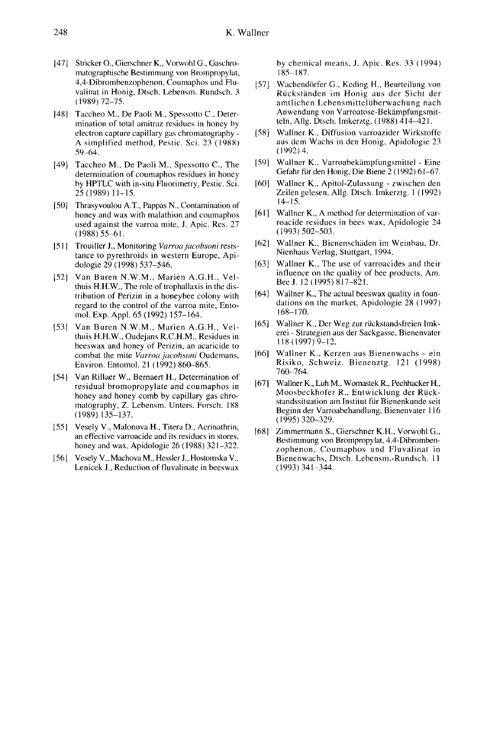[47] Stricker O., Gierschner K., Vorwohl G., Gaschromatographische Bestimmung von Brompropylat, 4,4-Dibrombenzophenon, Coumaphos und Fluvalinat in Honig, Dtsch. Lebensm. Rundsch. 3 (1989) 72–75.

[48] Taccheo M., De Paoli M., Spessotto C., Determination of total amitraz residues in honey by electron capture capillary gas chromatography - A simplified method, Pestic. Sci. 23 (1988) 59–64.

[49] Taccheo M., De Paoli M., Spessotto C., The determination of coumaphos residues in honey by HPTLC with in-situ Fluorimetry, Pestic. Sci. 25 (1989) 11–15.

[50] Thrasyvoulou A.T., Pappas N., Contamination of honey and wax with malathion and coumaphos used against the varroa mite, J. Apic. Res. 27 (1988) 55–61.

[51] Trouiller J., Monitoring *Varroa jacobsoni* resistance to pyrethroids in western Europe, Apidologie 29 (1998) 537–546.

[52] Van Buren N.W.M., Marien A.G.H., Velthuis H.H.W., The role of trophallaxis in the distribution of Perizin in a honeybee colony with regard to the control of the varroa mite, Entomol. Exp. Appl. 65 (1992) 157–164.

[53] Van Buren N.W.M., Marien A.G.H., Velthuis H.H.W., Oudejans R.C.H.M., Residues in beeswax and honey of Perizin, an acaricide to combat the mite *Varroa jacobsoni* Oudemans, Environ. Entomol. 21 (1992) 860–865.

[54] Van Rillaer W., Bernaert H., Determination of residual bromopropylate and coumaphos in honey and honey comb by capillary gas chromatography, Z. Lebensm. Unters. Forsch. 188 (1989) 135–137.

[55] Vesely V., Malonova H., Titera D., Acrinathrin, an effective varroacide and its residues in stores, honey and wax, Apidologie 26 (1988) 321–322.

[56] Vesely V., Machova M., Hessler J., Hostomska V., Lenicek J., Reduction of fluvalinate in beeswax by chemical means, J. Apic. Res. 33 (1994) 185–187.

[57] Wachendörfer G., Keding H., Beurteilung von Rückständen im Honig aus der Sicht der amtlichen Lebensmittelüberwachung nach Anwendung von Varroatose-Bekämpfungsmitteln, Allg. Dtsch. Imkerztg. (1988) 414–421.

[58] Wallner K., Diffusion varroazider Wirkstoffe aus dem Wachs in den Honig, Apidologie 23 (1992) 4.

[59] Wallner K., Varroabekämpfungsmittel - Eine Gefahr für den Honig, Die Biene 2 (1992) 61–67.

[60] Wallner K., Apitol-Zulassung - zwischen den Zeilen gelesen, Allg. Dtsch. Imkerztg. 1 (1992) 14–15.

[61] Wallner K., A method for determination of varroacide residues in bees wax, Apidologie 24 (1993) 502–503.

[62] Wallner K., Bienenschäden im Weinbau, Dr. Nienhaus Verlag, Stuttgart, 1994.

[63] Wallner K., The use of varroacides and their influence on the quality of bee products, Am. Bee J. 12 (1995) 817–821.

[64] Wallner K., The actual beeswax quality in foundations on the market, Apidologie 28 (1997) 168–170.

[65] Wallner K., Der Weg zur rückstandsfreien Imkerei - Strategien aus der Sackgasse, Bienenvater 118 (1997) 9–12.

[66] Wallner K., Kerzen aus Bienenwachs – ein Risiko, Schweiz. Bienenztg. 121 (1998) 760–764.

[67] Wallner K., Luh M., Womastek R., Pechhacker H., Moosbeckhofer R., Entwicklung der Rückstandssituation am Institut für Bienenkunde seit Beginn der Varroabehandlung, Bienenvater 116 (1995) 320–329.

[68] Zimmermann S., Gierschner K.H., Vorwohl G., Bestimmung von Brompropylat, 4.4-Dibrombenzophenon, Coumaphos und Fluvalinat in Bienenwachs, Dtsch. Lebensm.-Rundsch. 11 (1993) 341–344.